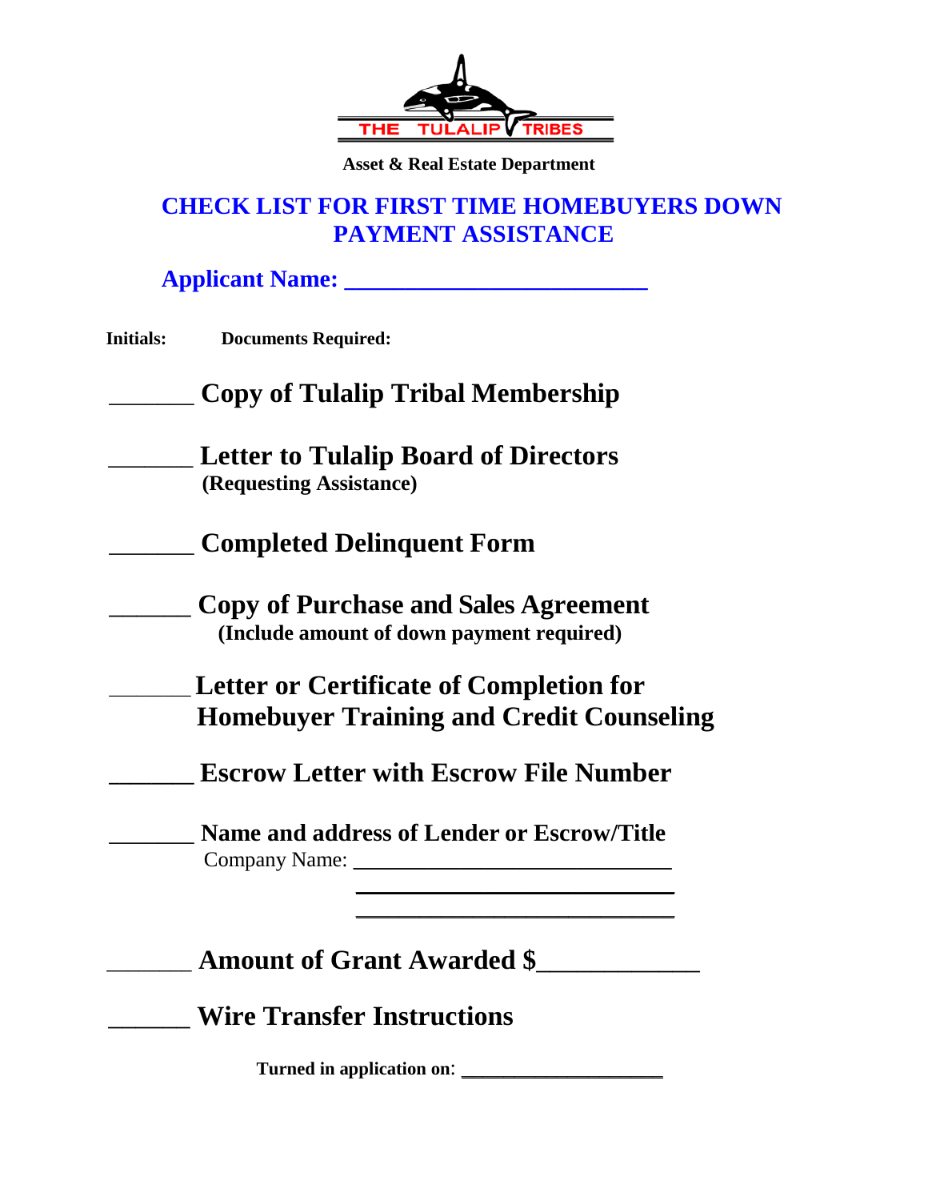THE TULALIP TRIBES

**Asset & Real Estate Department**

# CHECK LIST FOR FIRST TIME HOMEBUYERS DOWN PAYMENT ASSISTANCE

**Applicant Name: _______________________**

**Initials:** **Documents Required:**

_______ **Copy of Tulalip Tribal Membership**

_______ **Letter to Tulalip Board of Directors**
**(Requesting Assistance)**

_______ **Completed Delinquent Form**

_______ **Copy of Purchase and Sales Agreement**
**(Include amount of down payment required)**

_______ **Letter or Certificate of Completion for Homebuyer Training and Credit Counseling**

_______ **Escrow Letter with Escrow File Number**

_______ **Name and address of Lender or Escrow/Title**
Company Name: ____________________________
____________________________
____________________________

_______ **Amount of Grant Awarded $____________**

_______ **Wire Transfer Instructions**

**Turned in application on**: ____________________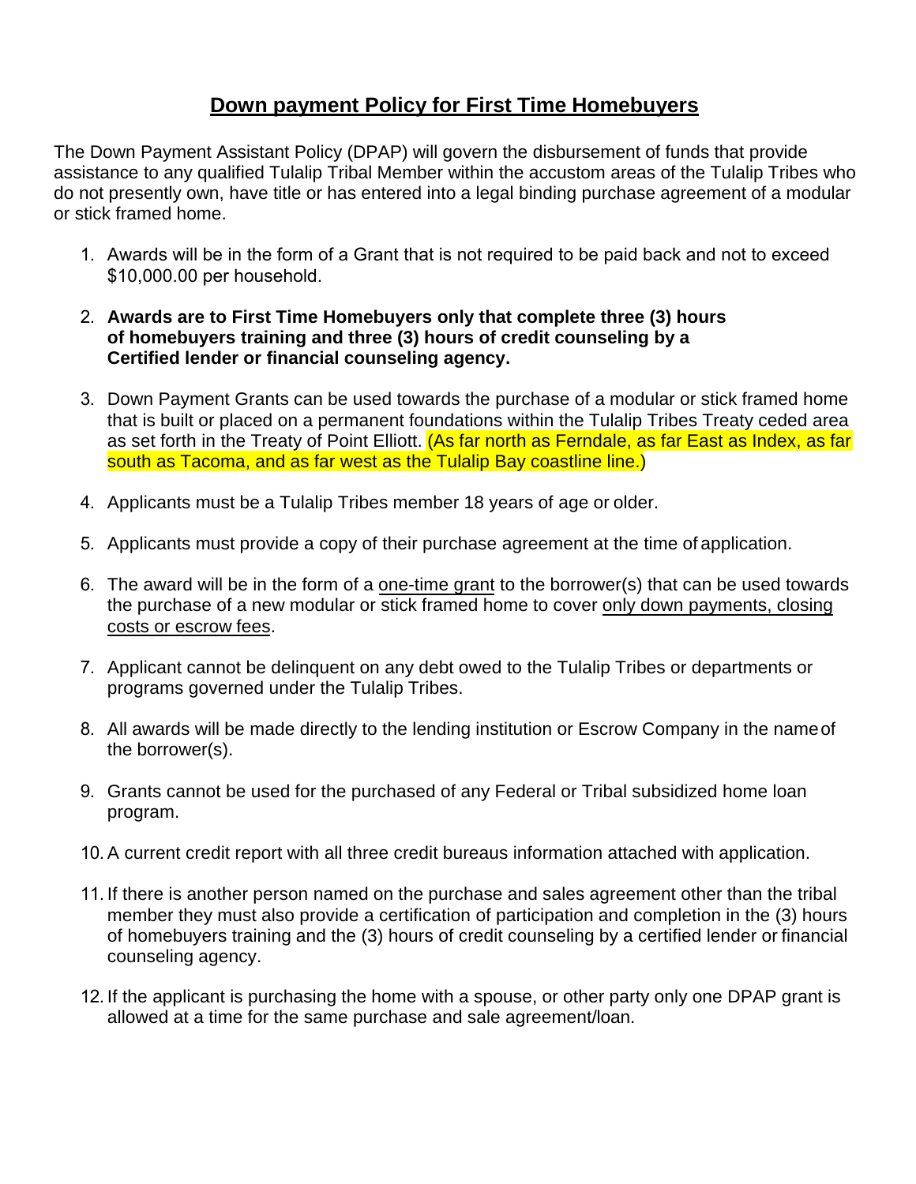## **Down payment Policy for First Time Homebuyers**

The Down Payment Assistant Policy (DPAP) will govern the disbursement of funds that provide assistance to any qualified Tulalip Tribal Member within the accustom areas of the Tulalip Tribes who do not presently own, have title or has entered into a legal binding purchase agreement of a modular or stick framed home.

1. Awards will be in the form of a Grant that is not required to be paid back and not to exceed $10,000.00 per household.
2. **Awards are to First Time Homebuyers only that complete three (3) hours of homebuyers training and three (3) hours of credit counseling by a Certified lender or financial counseling agency.**
3. Down Payment Grants can be used towards the purchase of a modular or stick framed home that is built or placed on a permanent foundations within the Tulalip Tribes Treaty ceded area as set forth in the Treaty of Point Elliott. (As far north as Ferndale, as far East as Index, as far south as Tacoma, and as far west as the Tulalip Bay coastline line.)
4. Applicants must be a Tulalip Tribes member 18 years of age or older.
5. Applicants must provide a copy of their purchase agreement at the time of application.
6. The award will be in the form of a one-time grant to the borrower(s) that can be used towards the purchase of a new modular or stick framed home to cover only down payments, closing costs or escrow fees.
7. Applicant cannot be delinquent on any debt owed to the Tulalip Tribes or departments or programs governed under the Tulalip Tribes.
8. All awards will be made directly to the lending institution or Escrow Company in the name of the borrower(s).
9. Grants cannot be used for the purchased of any Federal or Tribal subsidized home loan program.
10. A current credit report with all three credit bureaus information attached with application.
11. If there is another person named on the purchase and sales agreement other than the tribal member they must also provide a certification of participation and completion in the (3) hours of homebuyers training and the (3) hours of credit counseling by a certified lender or financial counseling agency.
12. If the applicant is purchasing the home with a spouse, or other party only one DPAP grant is allowed at a time for the same purchase and sale agreement/loan.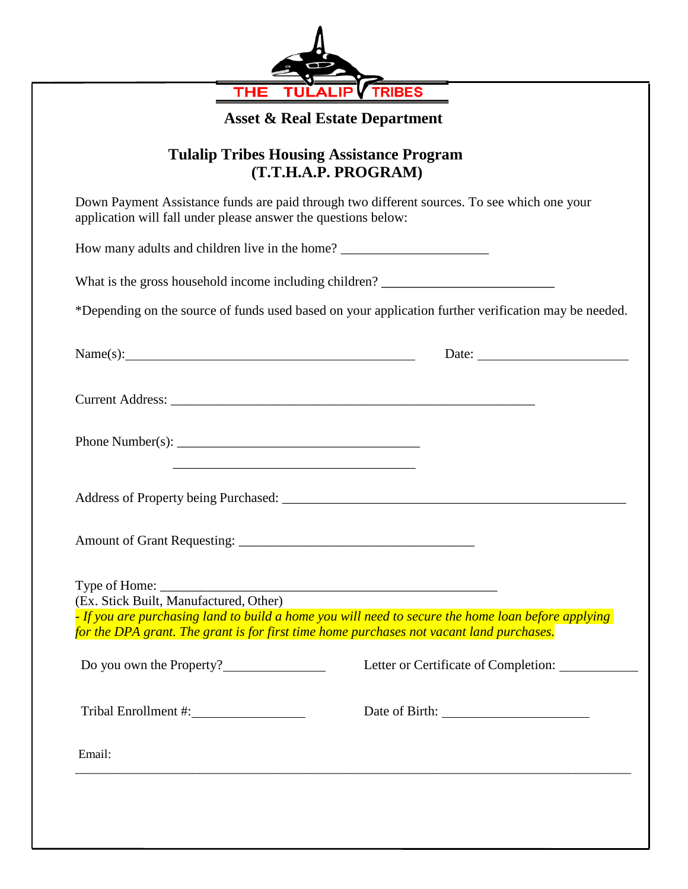THE TULALIP TRIBES

## Asset & Real Estate Department

## Tulalip Tribes Housing Assistance Program
## (T.T.H.A.P. PROGRAM)

Down Payment Assistance funds are paid through two different sources. To see which one your application will fall under please answer the questions below:

How many adults and children live in the home? ____________________

What is the gross household income including children? ________________________

*Depending on the source of funds used based on your application further verification may be needed.

Name(s):________________________________________ Date: ____________________

Current Address: __________________________________________________

Phone Number(s): __________________________________

__________________________________

Address of Property being Purchased: ______________________________________________

Amount of Grant Requesting: __________________________________

Type of Home: _______________________________________________
(Ex. Stick Built, Manufactured, Other)

*- If you are purchasing land to build a home you will need to secure the home loan before applying for the DPA grant. The grant is for first time home purchases not vacant land purchases.*

Do you own the Property?______________ Letter or Certificate of Completion: __________

Tribal Enrollment #:________________ Date of Birth: ____________________

Email:

______________________________________________________________________________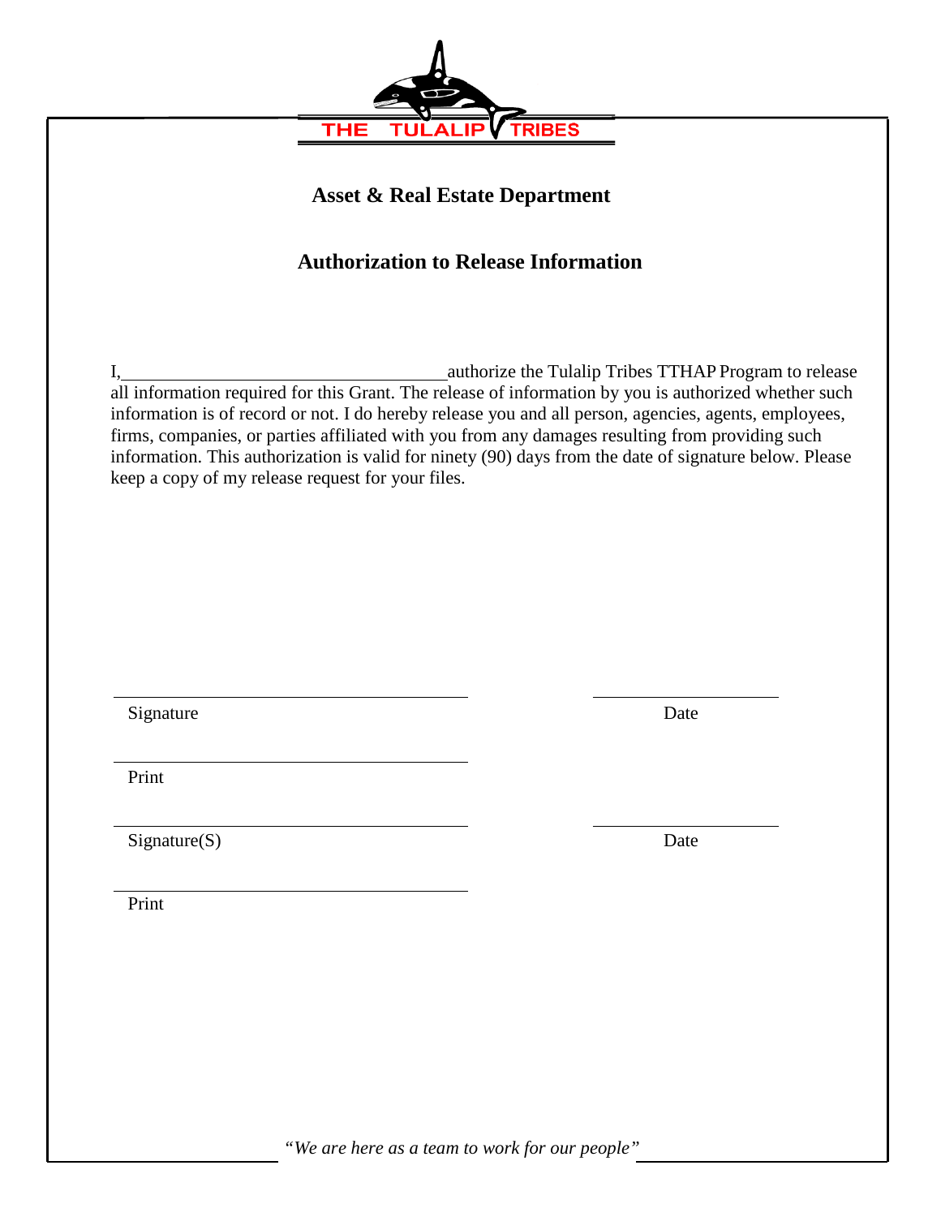THE TULALIP TRIBES

## Asset & Real Estate Department

## Authorization to Release Information

I,\_\_\_\_\_\_\_\_\_\_\_\_\_\_\_\_\_\_\_\_\_\_\_\_\_\_\_\_\_\_\_\_\_\_\_\_authorize the Tulalip Tribes TTHAP Program to release all information required for this Grant. The release of information by you is authorized whether such information is of record or not. I do hereby release you and all person, agencies, agents, employees, firms, companies, or parties affiliated with you from any damages resulting from providing such information. This authorization is valid for ninety (90) days from the date of signature below. Please keep a copy of my release request for your files.

\_\_\_\_\_\_\_\_\_\_\_\_\_\_\_\_\_\_\_\_\_\_\_\_\_\_\_\_\_\_\_\_\_\_\_\_ \_\_\_\_\_\_\_\_\_\_\_\_\_\_\_\_\_\_\_\_

Signature Date

\_\_\_\_\_\_\_\_\_\_\_\_\_\_\_\_\_\_\_\_\_\_\_\_\_\_\_\_\_\_\_\_\_\_\_\_

Print

\_\_\_\_\_\_\_\_\_\_\_\_\_\_\_\_\_\_\_\_\_\_\_\_\_\_\_\_\_\_\_\_\_\_\_\_ \_\_\_\_\_\_\_\_\_\_\_\_\_\_\_\_\_\_\_\_

Signature(S) Date

\_\_\_\_\_\_\_\_\_\_\_\_\_\_\_\_\_\_\_\_\_\_\_\_\_\_\_\_\_\_\_\_\_\_\_\_

Print

*"We are here as a team to work for our people"*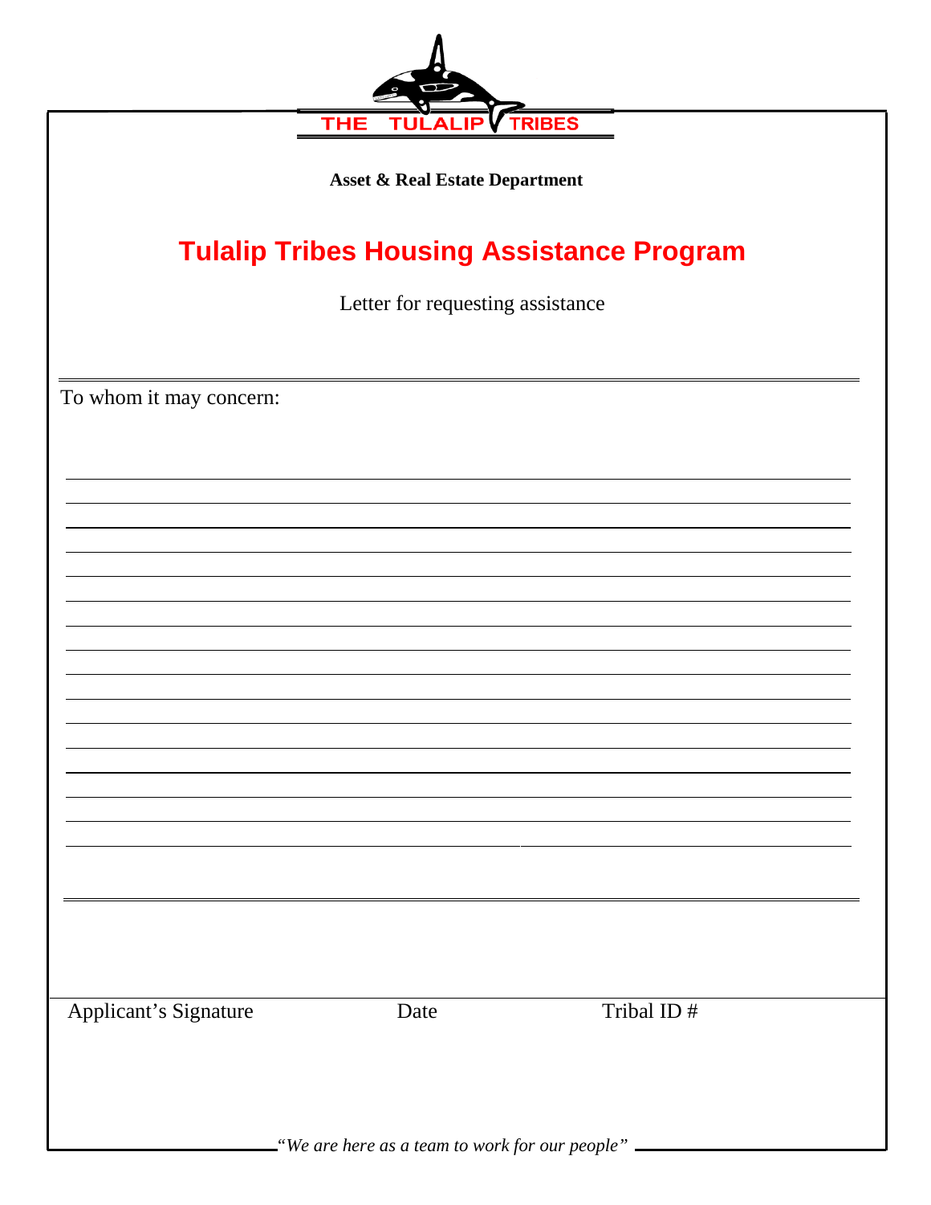THE TULALIP TRIBES

**Asset & Real Estate Department**

# Tulalip Tribes Housing Assistance Program

Letter for requesting assistance

---

To whom it may concern:

______________________________________________________________________________

______________________________________________________________________________

______________________________________________________________________________

______________________________________________________________________________

______________________________________________________________________________

______________________________________________________________________________

______________________________________________________________________________

______________________________________________________________________________

______________________________________________________________________________

______________________________________________________________________________

______________________________________________________________________________

______________________________________________________________________________

______________________________________________________________________________

______________________________________________________________________________

______________________________________________________________________________

---

Applicant's Signature  Date  Tribal ID #

*"We are here as a team to work for our people"*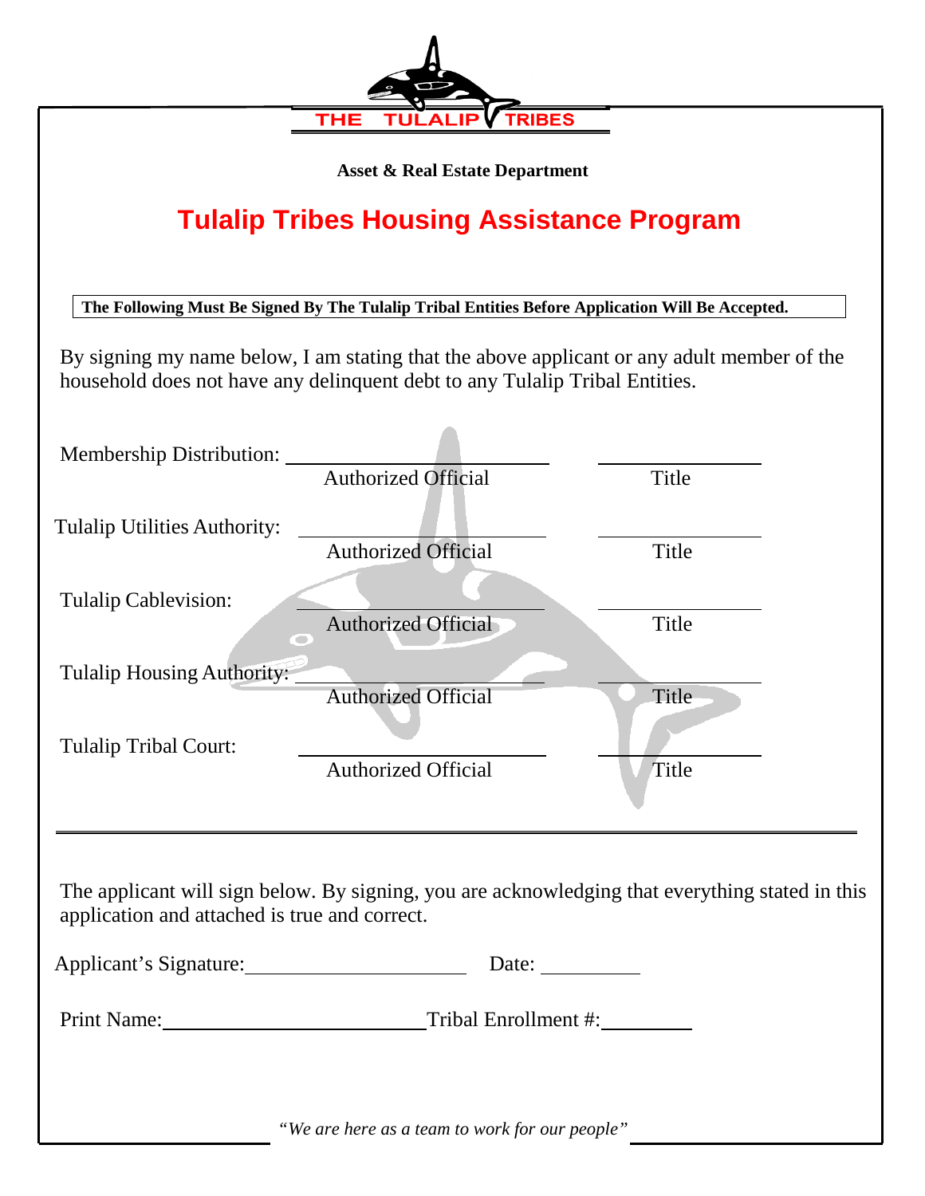THE TULALIP TRIBES

**Asset & Real Estate Department**

# Tulalip Tribes Housing Assistance Program

**The Following Must Be Signed By The Tulalip Tribal Entities Before Application Will Be Accepted.**

By signing my name below, I am stating that the above applicant or any adult member of the household does not have any delinquent debt to any Tulalip Tribal Entities.

| | | |
|---|---|---|
| Membership Distribution: | ______________________ Authorized Official | ____________ Title |
| Tulalip Utilities Authority: | ______________________ Authorized Official | ____________ Title |
| Tulalip Cablevision: | ______________________ Authorized Official | ____________ Title |
| Tulalip Housing Authority: | ______________________ Authorized Official | ____________ Title |
| Tulalip Tribal Court: | ______________________ Authorized Official | ____________ Title |

---

The applicant will sign below. By signing, you are acknowledging that everything stated in this application and attached is true and correct.

Applicant's Signature:______________________ Date: __________

Print Name:__________________________Tribal Enrollment #:_________

*"We are here as a team to work for our people"*